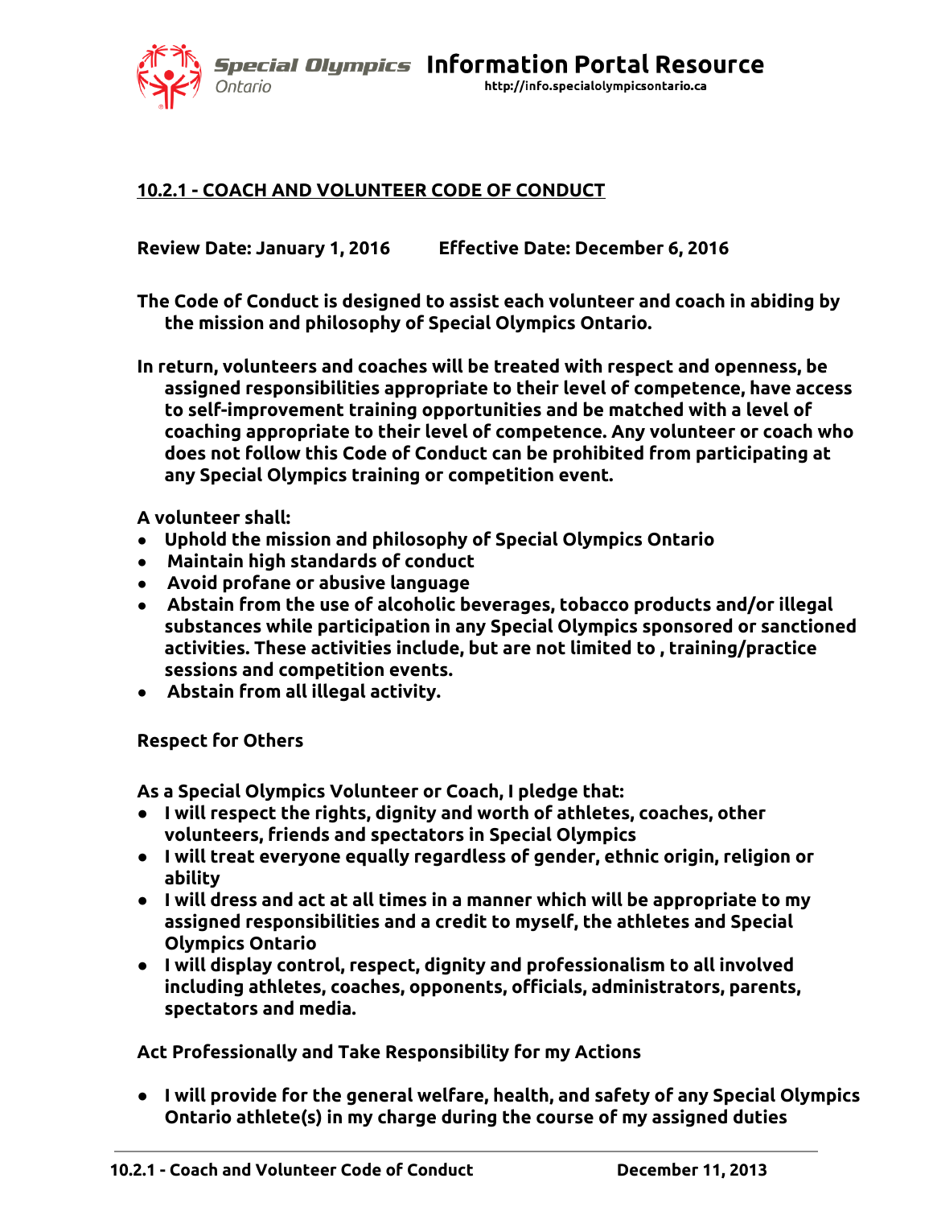## 10.2.1 - COACH AND VOLUNTEER CODE OF CONDUCT

**Review Date: January 1, 2016        Effective Date: December 6, 2016**

**The Code of Conduct is designed to assist each volunteer and coach in abiding by the mission and philosophy of Special Olympics Ontario.**

**In return, volunteers and coaches will be treated with respect and openness, be assigned responsibilities appropriate to their level of competence, have access to self-improvement training opportunities and be matched with a level of coaching appropriate to their level of competence. Any volunteer or coach who does not follow this Code of Conduct can be prohibited from participating at any Special Olympics training or competition event.**

**A volunteer shall:**

- **Uphold the mission and philosophy of Special Olympics Ontario**
- **Maintain high standards of conduct**
- **Avoid profane or abusive language**
- **Abstain from the use of alcoholic beverages, tobacco products and/or illegal substances while participation in any Special Olympics sponsored or sanctioned activities. These activities include, but are not limited to , training/practice sessions and competition events.**
- **Abstain from all illegal activity.**

**Respect for Others**

**As a Special Olympics Volunteer or Coach, I pledge that:**

- **I will respect the rights, dignity and worth of athletes, coaches, other volunteers, friends and spectators in Special Olympics**
- **I will treat everyone equally regardless of gender, ethnic origin, religion or ability**
- **I will dress and act at all times in a manner which will be appropriate to my assigned responsibilities and a credit to myself, the athletes and Special Olympics Ontario**
- **I will display control, respect, dignity and professionalism to all involved including athletes, coaches, opponents, officials, administrators, parents, spectators and media.**

**Act Professionally and Take Responsibility for my Actions**

- **I will provide for the general welfare, health, and safety of any Special Olympics Ontario athlete(s) in my charge during the course of my assigned duties**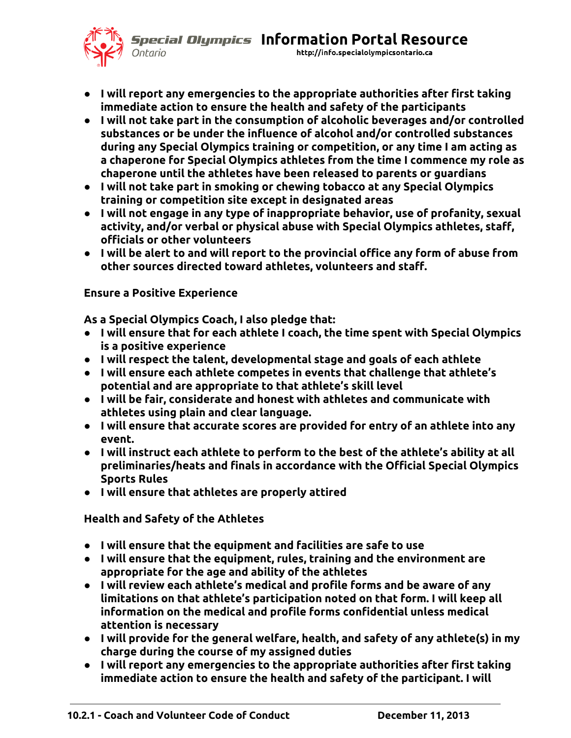- I will report any emergencies to the appropriate authorities after first taking immediate action to ensure the health and safety of the participants
- I will not take part in the consumption of alcoholic beverages and/or controlled substances or be under the influence of alcohol and/or controlled substances during any Special Olympics training or competition, or any time I am acting as a chaperone for Special Olympics athletes from the time I commence my role as chaperone until the athletes have been released to parents or guardians
- I will not take part in smoking or chewing tobacco at any Special Olympics training or competition site except in designated areas
- I will not engage in any type of inappropriate behavior, use of profanity, sexual activity, and/or verbal or physical abuse with Special Olympics athletes, staff, officials or other volunteers
- I will be alert to and will report to the provincial office any form of abuse from other sources directed toward athletes, volunteers and staff.

**Ensure a Positive Experience**

As a Special Olympics Coach, I also pledge that:

- I will ensure that for each athlete I coach, the time spent with Special Olympics is a positive experience
- I will respect the talent, developmental stage and goals of each athlete
- I will ensure each athlete competes in events that challenge that athlete's potential and are appropriate to that athlete's skill level
- I will be fair, considerate and honest with athletes and communicate with athletes using plain and clear language.
- I will ensure that accurate scores are provided for entry of an athlete into any event.
- I will instruct each athlete to perform to the best of the athlete's ability at all preliminaries/heats and finals in accordance with the Official Special Olympics Sports Rules
- I will ensure that athletes are properly attired

**Health and Safety of the Athletes**

- I will ensure that the equipment and facilities are safe to use
- I will ensure that the equipment, rules, training and the environment are appropriate for the age and ability of the athletes
- I will review each athlete's medical and profile forms and be aware of any limitations on that athlete's participation noted on that form. I will keep all information on the medical and profile forms confidential unless medical attention is necessary
- I will provide for the general welfare, health, and safety of any athlete(s) in my charge during the course of my assigned duties
- I will report any emergencies to the appropriate authorities after first taking immediate action to ensure the health and safety of the participant. I will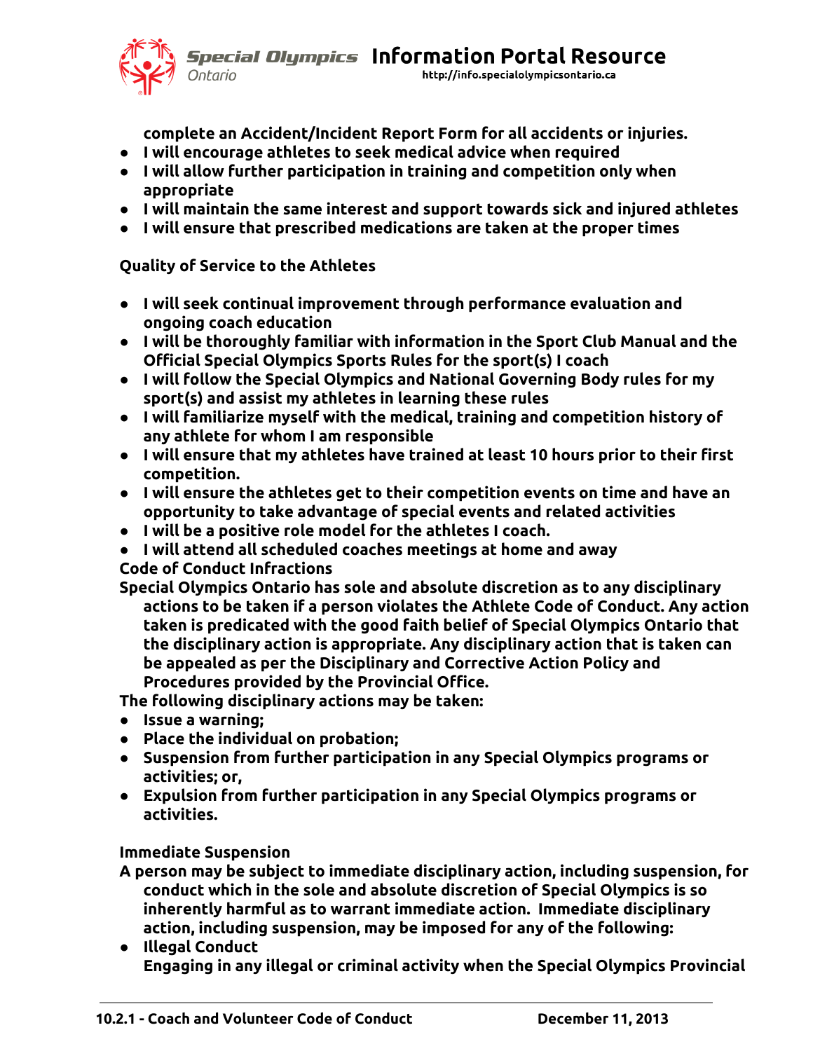complete an Accident/Incident Report Form for all accidents or injuries.

- I will encourage athletes to seek medical advice when required
- I will allow further participation in training and competition only when appropriate
- I will maintain the same interest and support towards sick and injured athletes
- I will ensure that prescribed medications are taken at the proper times

**Quality of Service to the Athletes**

- I will seek continual improvement through performance evaluation and ongoing coach education
- I will be thoroughly familiar with information in the Sport Club Manual and the Official Special Olympics Sports Rules for the sport(s) I coach
- I will follow the Special Olympics and National Governing Body rules for my sport(s) and assist my athletes in learning these rules
- I will familiarize myself with the medical, training and competition history of any athlete for whom I am responsible
- I will ensure that my athletes have trained at least 10 hours prior to their first competition.
- I will ensure the athletes get to their competition events on time and have an opportunity to take advantage of special events and related activities
- I will be a positive role model for the athletes I coach.
- I will attend all scheduled coaches meetings at home and away

**Code of Conduct Infractions**

Special Olympics Ontario has sole and absolute discretion as to any disciplinary actions to be taken if a person violates the Athlete Code of Conduct. Any action taken is predicated with the good faith belief of Special Olympics Ontario that the disciplinary action is appropriate. Any disciplinary action that is taken can be appealed as per the Disciplinary and Corrective Action Policy and Procedures provided by the Provincial Office.

The following disciplinary actions may be taken:

- Issue a warning;
- Place the individual on probation;
- Suspension from further participation in any Special Olympics programs or activities; or,
- Expulsion from further participation in any Special Olympics programs or activities.

**Immediate Suspension**

A person may be subject to immediate disciplinary action, including suspension, for conduct which in the sole and absolute discretion of Special Olympics is so inherently harmful as to warrant immediate action. Immediate disciplinary action, including suspension, may be imposed for any of the following:

- Illegal Conduct
  Engaging in any illegal or criminal activity when the Special Olympics Provincial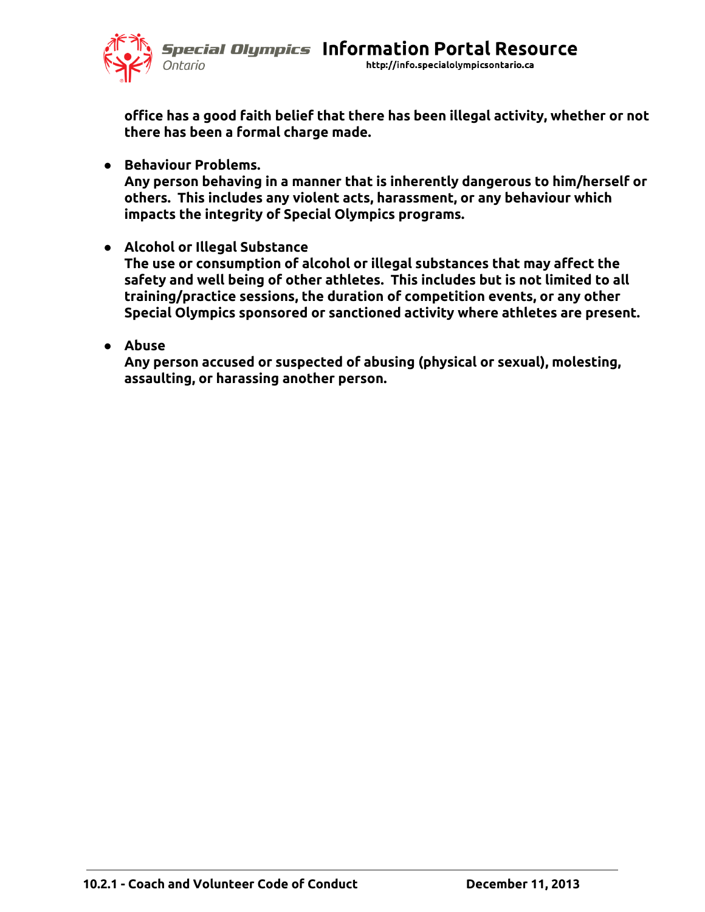**office has a good faith belief that there has been illegal activity, whether or not there has been a formal charge made.**

- **Behaviour Problems.**
  **Any person behaving in a manner that is inherently dangerous to him/herself or others. This includes any violent acts, harassment, or any behaviour which impacts the integrity of Special Olympics programs.**

- **Alcohol or Illegal Substance**
  **The use or consumption of alcohol or illegal substances that may affect the safety and well being of other athletes. This includes but is not limited to all training/practice sessions, the duration of competition events, or any other Special Olympics sponsored or sanctioned activity where athletes are present.**

- **Abuse**
  **Any person accused or suspected of abusing (physical or sexual), molesting, assaulting, or harassing another person.**